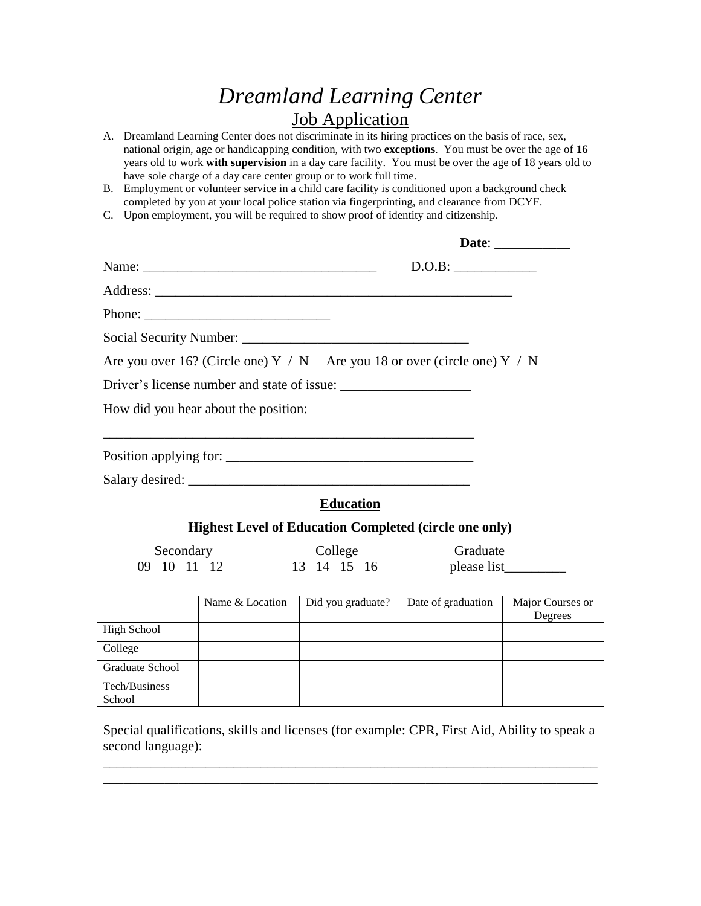# *Dreamland Learning Center*

## Job Application

A. Dreamland Learning Center does not discriminate in its hiring practices on the basis of race, sex, national origin, age or handicapping condition, with two **exceptions**. You must be over the age of **16** years old to work **with supervision** in a day care facility. You must be over the age of 18 years old to have sole charge of a day care center group or to work full time.

B. Employment or volunteer service in a child care facility is conditioned upon a background check completed by you at your local police station via fingerprinting, and clearance from DCYF.

C. Upon employment, you will be required to show proof of identity and citizenship.

**Date**: ___________

Name: _________________________________ D.O.B: ____________

Address: ____________________________________________________

Phone: ___________________________

Social Security Number: _________________________________

Are you over 16? (Circle one) Y / N Are you 18 or over (circle one) Y / N

Driver's license number and state of issue: ___________________

How did you hear about the position:

_______________________________________________________

Position applying for: ___________________________________

Salary desired: ________________________________________

### Education

**Highest Level of Education Completed (circle one only)**

Secondary: 09 10 11 12

College: 13 14 15 16

Graduate: please list_________

| | Name & Location | Did you graduate? | Date of graduation | Major Courses or Degrees |
|---|---|---|---|---|
| High School | | | | |
| College | | | | |
| Graduate School | | | | |
| Tech/Business School | | | | |

Special qualifications, skills and licenses (for example: CPR, First Aid, Ability to speak a second language):

______________________________________________________________________

______________________________________________________________________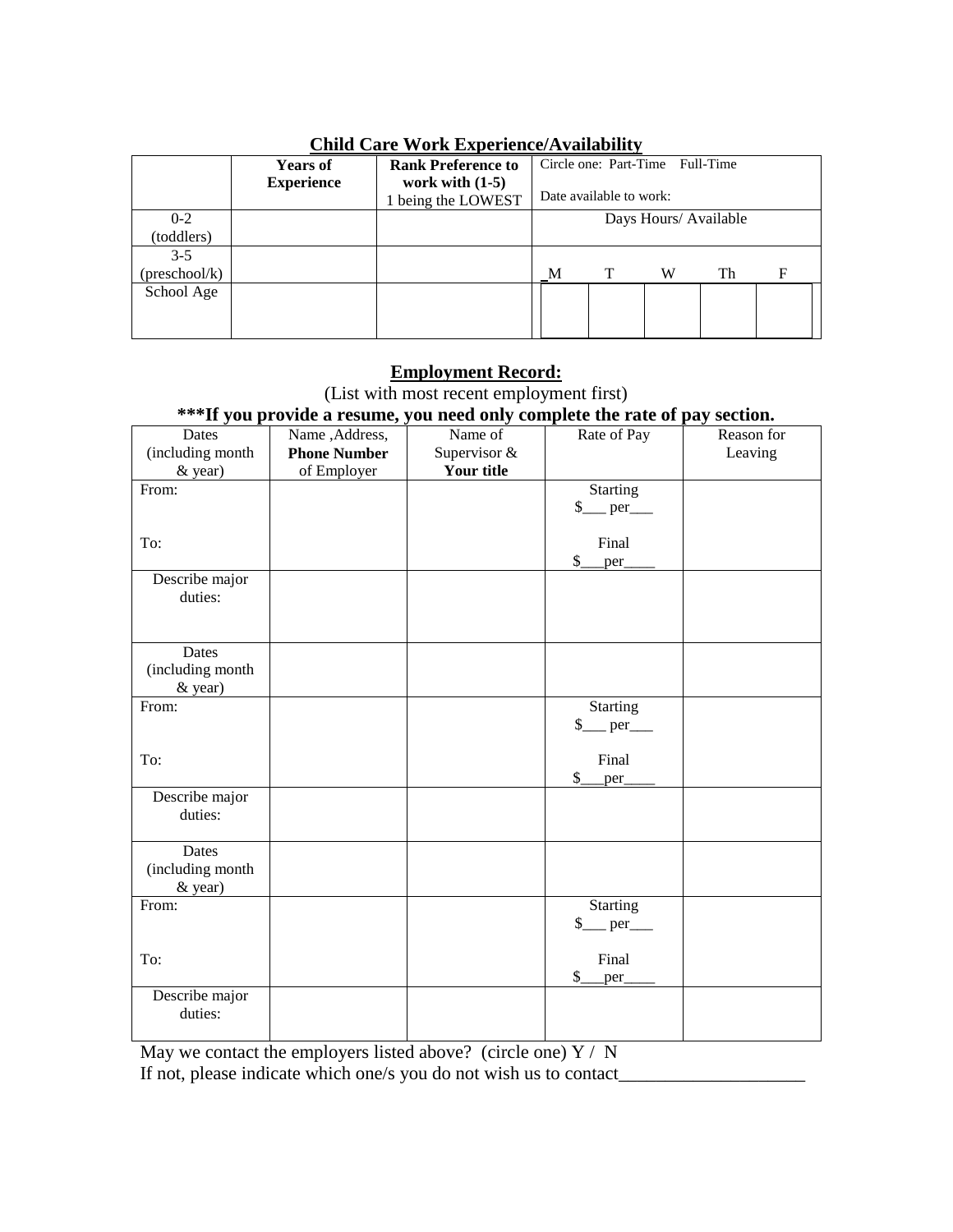## Child Care Work Experience/Availability

| | **Years of Experience** | **Rank Preference to work with (1-5)** 1 being the LOWEST | Circle one: Part-Time Full-Time<br><br>Date available to work: | | | | |
|---|---|---|---|---|---|---|---|
| 0-2 (toddlers) | | | Days Hours/ Available | | | | |
| 3-5 (preschool/k) | | | M | T | W | Th | F |
| School Age | | | | | | | |

## Employment Record:

(List with most recent employment first)

**\*\*\*If you provide a resume, you need only complete the rate of pay section.**

| Dates (including month & year) | Name ,Address, **Phone Number** of Employer | Name of Supervisor & **Your title** | Rate of Pay | Reason for Leaving |
|---|---|---|---|---|
| From:<br><br>To: | | | Starting<br>$___ per___<br><br>Final<br>$___per____ | |
| Describe major duties: | | | | |
| Dates (including month & year) | | | | |
| From:<br><br>To: | | | Starting<br>$___ per___<br><br>Final<br>$___per____ | |
| Describe major duties: | | | | |
| Dates (including month & year) | | | | |
| From:<br><br>To: | | | Starting<br>$___ per___<br><br>Final<br>$___per____ | |
| Describe major duties: | | | | |

May we contact the employers listed above? (circle one) Y / N

If not, please indicate which one/s you do not wish us to contact___________________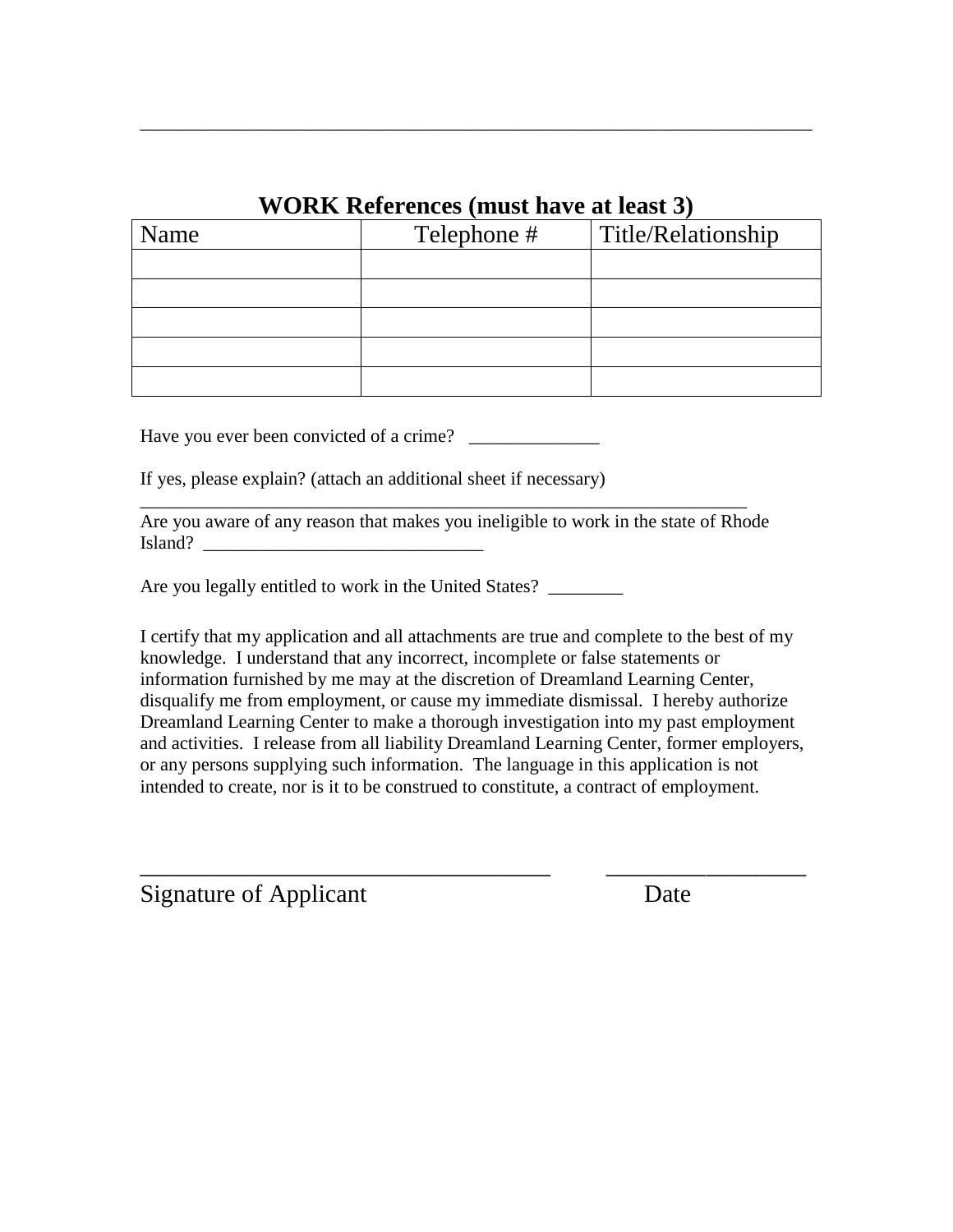______________________________________________________________________

## WORK References (must have at least 3)

| Name | Telephone # | Title/Relationship |
|---|---|---|
| | | |
| | | |
| | | |
| | | |
| | | |

Have you ever been convicted of a crime? ______________

If yes, please explain? (attach an additional sheet if necessary)
___________________________________________________________________

Are you aware of any reason that makes you ineligible to work in the state of Rhode Island? ______________________________

Are you legally entitled to work in the United States? ________

I certify that my application and all attachments are true and complete to the best of my knowledge. I understand that any incorrect, incomplete or false statements or information furnished by me may at the discretion of Dreamland Learning Center, disqualify me from employment, or cause my immediate dismissal. I hereby authorize Dreamland Learning Center to make a thorough investigation into my past employment and activities. I release from all liability Dreamland Learning Center, former employers, or any persons supplying such information. The language in this application is not intended to create, nor is it to be construed to constitute, a contract of employment.

____________________________________ __________________

Signature of Applicant Date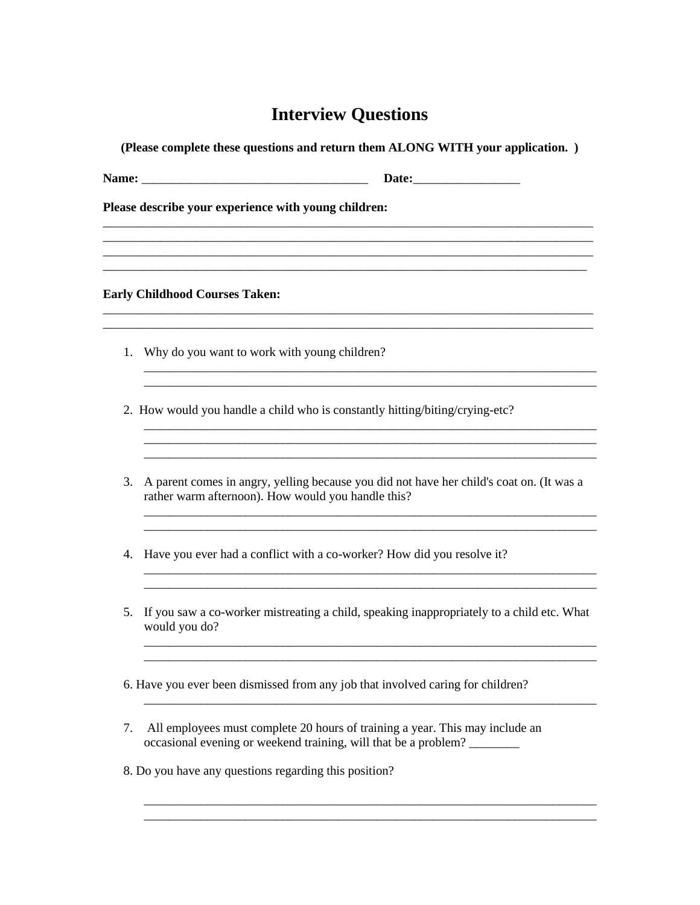# Interview Questions

**(Please complete these questions and return them ALONG WITH your application. )**

**Name:** ____________________________________ **Date:**_________________

**Please describe your experience with young children:**

______________________________________________________________________________
______________________________________________________________________________
______________________________________________________________________________
______________________________________________________________________________

**Early Childhood Courses Taken:**

______________________________________________________________________________
______________________________________________________________________________

1. Why do you want to work with young children?

   ________________________________________________________________________
   ________________________________________________________________________

2. How would you handle a child who is constantly hitting/biting/crying-etc?

   ________________________________________________________________________
   ________________________________________________________________________
   ________________________________________________________________________

3. A parent comes in angry, yelling because you did not have her child's coat on. (It was a rather warm afternoon). How would you handle this?

   ________________________________________________________________________
   ________________________________________________________________________

4. Have you ever had a conflict with a co-worker? How did you resolve it?

   ________________________________________________________________________
   ________________________________________________________________________

5. If you saw a co-worker mistreating a child, speaking inappropriately to a child etc. What would you do?

   ________________________________________________________________________
   ________________________________________________________________________

6. Have you ever been dismissed from any job that involved caring for children?

   ________________________________________________________________________

7. All employees must complete 20 hours of training a year. This may include an occasional evening or weekend training, will that be a problem? ________

8. Do you have any questions regarding this position?

   ________________________________________________________________________
   ________________________________________________________________________